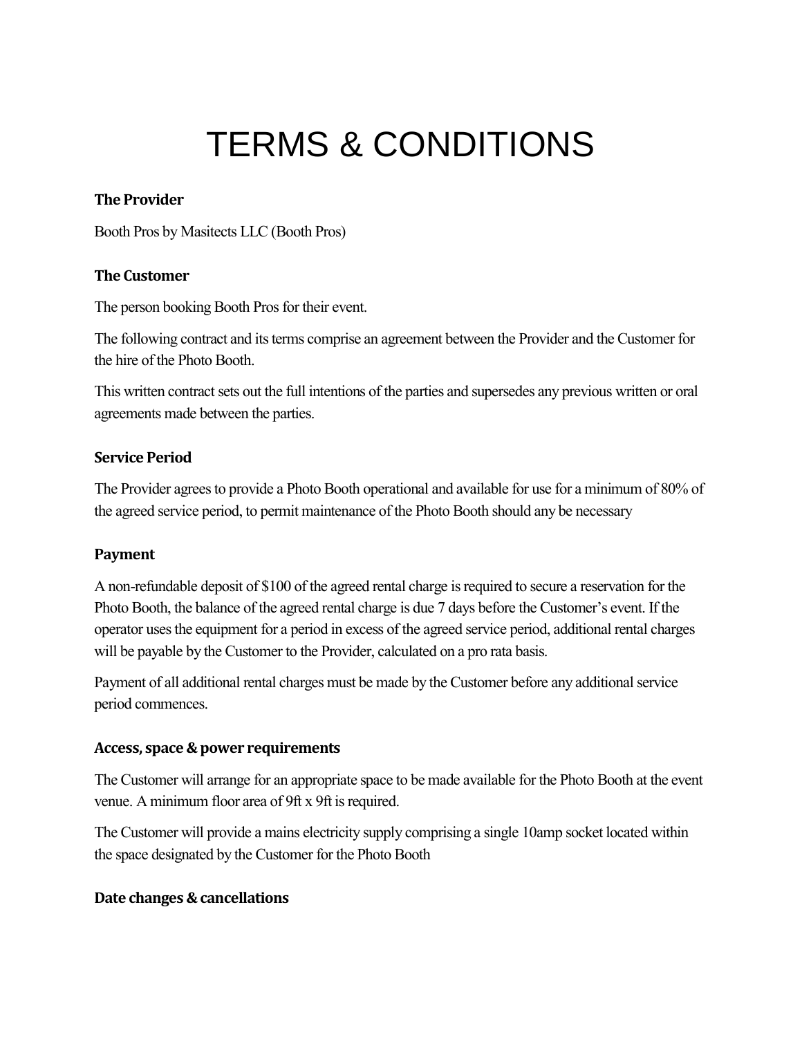# TERMS & CONDITIONS

### The Provider

Booth Pros by Masitects LLC (Booth Pros)

### The Customer

The person booking Booth Pros for their event.

The following contract and its terms comprise an agreement between the Provider and the Customer for the hire of the Photo Booth.

This written contract sets out the full intentions of the parties and supersedes any previous written or oral agreements made between the parties.

### Service Period

The Provider agrees to provide a Photo Booth operational and available for use for a minimum of 80% of the agreed service period, to permit maintenance of the Photo Booth should any be necessary

### Payment

A non-refundable deposit of $100 of the agreed rental charge is required to secure a reservation for the Photo Booth, the balance of the agreed rental charge is due 7 days before the Customer's event. If the operator uses the equipment for a period in excess of the agreed service period, additional rental charges will be payable by the Customer to the Provider, calculated on a pro rata basis.

Payment of all additional rental charges must be made by the Customer before any additional service period commences.

### Access, space & power requirements

The Customer will arrange for an appropriate space to be made available for the Photo Booth at the event venue. A minimum floor area of 9ft x 9ft is required.

The Customer will provide a mains electricity supply comprising a single 10amp socket located within the space designated by the Customer for the Photo Booth

### Date changes & cancellations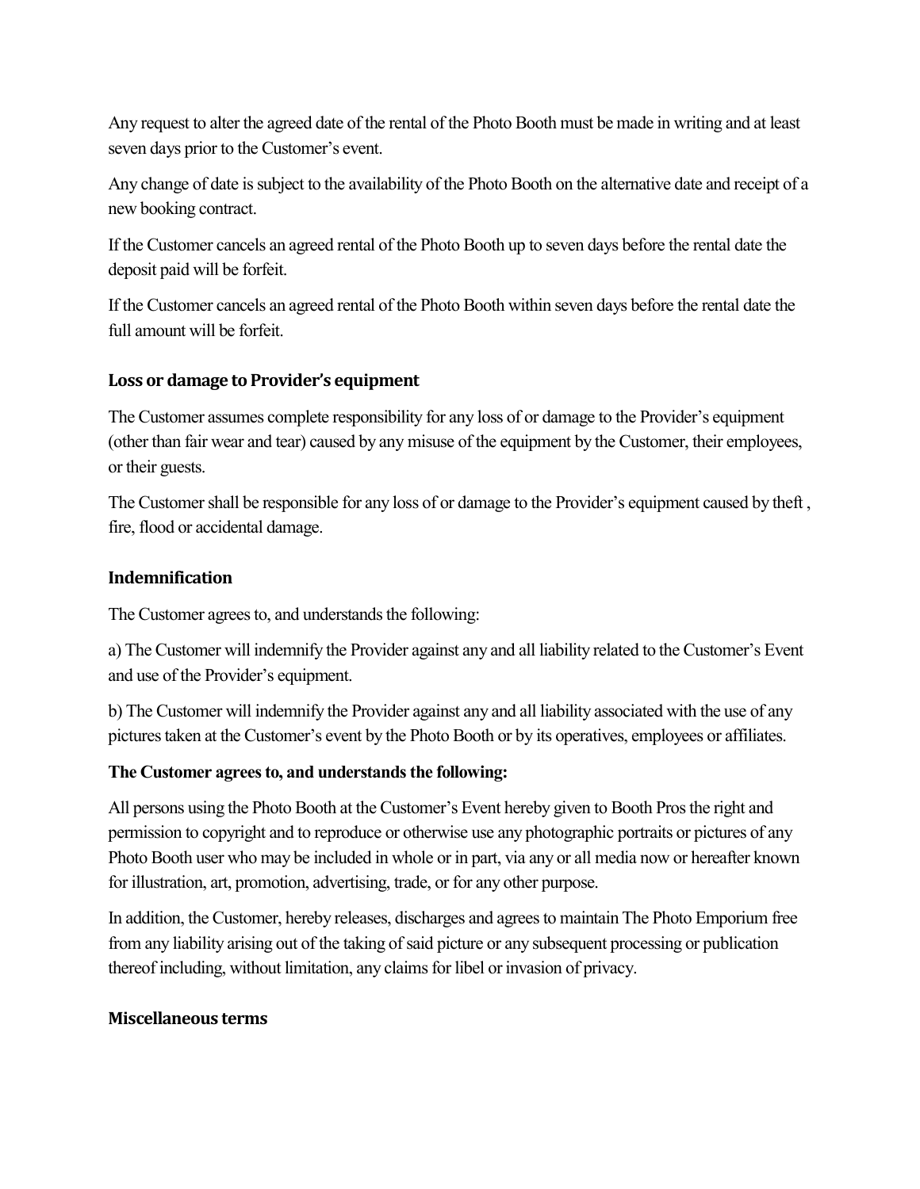Any request to alter the agreed date of the rental of the Photo Booth must be made in writing and at least seven days prior to the Customer's event.

Any change of date is subject to the availability of the Photo Booth on the alternative date and receipt of a new booking contract.

If the Customer cancels an agreed rental of the Photo Booth up to seven days before the rental date the deposit paid will be forfeit.

If the Customer cancels an agreed rental of the Photo Booth within seven days before the rental date the full amount will be forfeit.

### Loss or damage to Provider's equipment

The Customer assumes complete responsibility for any loss of or damage to the Provider's equipment (other than fair wear and tear) caused by any misuse of the equipment by the Customer, their employees, or their guests.

The Customer shall be responsible for any loss of or damage to the Provider's equipment caused by theft , fire, flood or accidental damage.

### Indemnification

The Customer agrees to, and understands the following:

a) The Customer will indemnify the Provider against any and all liability related to the Customer's Event and use of the Provider's equipment.

b) The Customer will indemnify the Provider against any and all liability associated with the use of any pictures taken at the Customer's event by the Photo Booth or by its operatives, employees or affiliates.

**The Customer agrees to, and understands the following:**

All persons using the Photo Booth at the Customer's Event hereby given to Booth Pros the right and permission to copyright and to reproduce or otherwise use any photographic portraits or pictures of any Photo Booth user who may be included in whole or in part, via any or all media now or hereafter known for illustration, art, promotion, advertising, trade, or for any other purpose.

In addition, the Customer, hereby releases, discharges and agrees to maintain The Photo Emporium free from any liability arising out of the taking of said picture or any subsequent processing or publication thereof including, without limitation, any claims for libel or invasion of privacy.

### Miscellaneous terms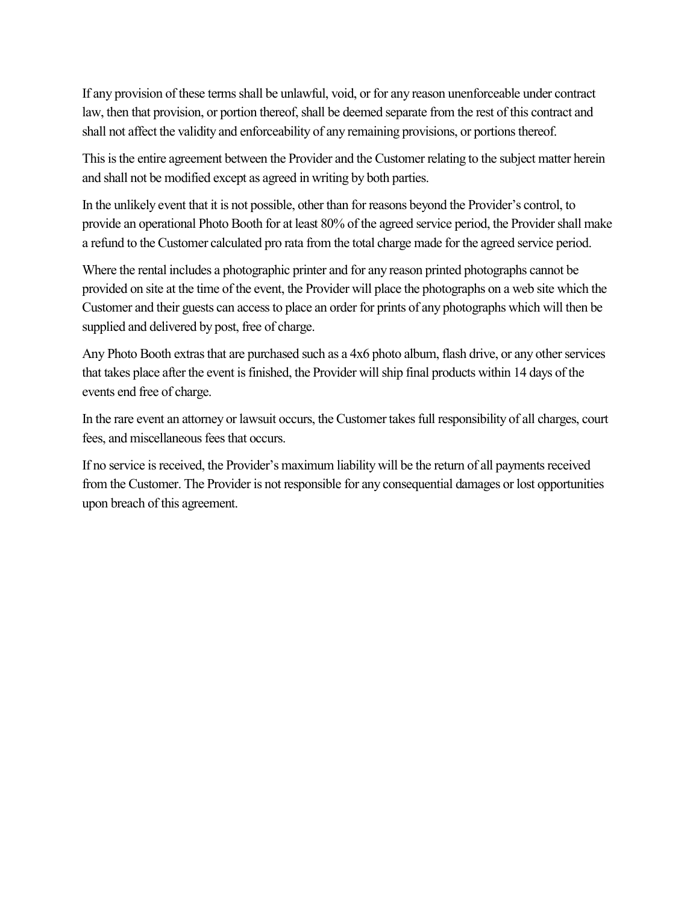If any provision of these terms shall be unlawful, void, or for any reason unenforceable under contract law, then that provision, or portion thereof, shall be deemed separate from the rest of this contract and shall not affect the validity and enforceability of any remaining provisions, or portions thereof.

This is the entire agreement between the Provider and the Customer relating to the subject matter herein and shall not be modified except as agreed in writing by both parties.

In the unlikely event that it is not possible, other than for reasons beyond the Provider's control, to provide an operational Photo Booth for at least 80% of the agreed service period, the Provider shall make a refund to the Customer calculated pro rata from the total charge made for the agreed service period.

Where the rental includes a photographic printer and for any reason printed photographs cannot be provided on site at the time of the event, the Provider will place the photographs on a web site which the Customer and their guests can access to place an order for prints of any photographs which will then be supplied and delivered by post, free of charge.

Any Photo Booth extras that are purchased such as a 4x6 photo album, flash drive, or any other services that takes place after the event is finished, the Provider will ship final products within 14 days of the events end free of charge.

In the rare event an attorney or lawsuit occurs, the Customer takes full responsibility of all charges, court fees, and miscellaneous fees that occurs.

If no service is received, the Provider's maximum liability will be the return of all payments received from the Customer. The Provider is not responsible for any consequential damages or lost opportunities upon breach of this agreement.